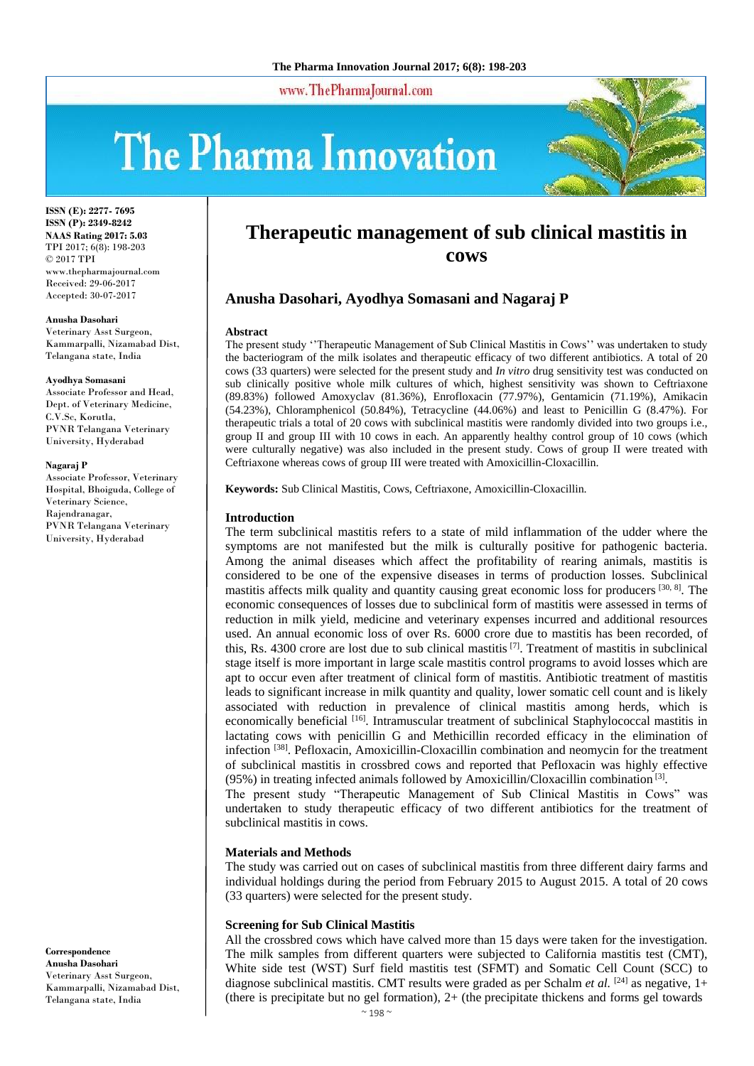ISSN (E): 2277- 7695
ISSN (P): 2349-8242
NAAS Rating 2017: 5.03
TPI 2017; 6(8): 198-203
© 2017 TPI
www.thepharmajournal.com
Received: 29-06-2017
Accepted: 30-07-2017

**Anusha Dasohari**
Veterinary Asst Surgeon, Kammarpalli, Nizamabad Dist, Telangana state, India

**Ayodhya Somasani**
Associate Professor and Head, Dept. of Veterinary Medicine, C.V.Sc, Korutla, PVNR Telangana Veterinary University, Hyderabad

**Nagaraj P**
Associate Professor, Veterinary Hospital, Bhoiguda, College of Veterinary Science, Rajendranagar, PVNR Telangana Veterinary University, Hyderabad

**Correspondence**
**Anusha Dasohari**
Veterinary Asst Surgeon, Kammarpalli, Nizamabad Dist, Telangana state, India

# Therapeutic management of sub clinical mastitis in cows

## Anusha Dasohari, Ayodhya Somasani and Nagaraj P

### Abstract

The present study ''Therapeutic Management of Sub Clinical Mastitis in Cows'' was undertaken to study the bacteriogram of the milk isolates and therapeutic efficacy of two different antibiotics. A total of 20 cows (33 quarters) were selected for the present study and *In vitro* drug sensitivity test was conducted on sub clinically positive whole milk cultures of which, highest sensitivity was shown to Ceftriaxone (89.83%) followed Amoxyclav (81.36%), Enrofloxacin (77.97%), Gentamicin (71.19%), Amikacin (54.23%), Chloramphenicol (50.84%), Tetracycline (44.06%) and least to Penicillin G (8.47%). For therapeutic trials a total of 20 cows with subclinical mastitis were randomly divided into two groups i.e., group II and group III with 10 cows in each. An apparently healthy control group of 10 cows (which were culturally negative) was also included in the present study. Cows of group II were treated with Ceftriaxone whereas cows of group III were treated with Amoxicillin-Cloxacillin.

**Keywords:** Sub Clinical Mastitis, Cows, Ceftriaxone, Amoxicillin-Cloxacillin.

### Introduction

The term subclinical mastitis refers to a state of mild inflammation of the udder where the symptoms are not manifested but the milk is culturally positive for pathogenic bacteria. Among the animal diseases which affect the profitability of rearing animals, mastitis is considered to be one of the expensive diseases in terms of production losses. Subclinical mastitis affects milk quality and quantity causing great economic loss for producers [30, 8]. The economic consequences of losses due to subclinical form of mastitis were assessed in terms of reduction in milk yield, medicine and veterinary expenses incurred and additional resources used. An annual economic loss of over Rs. 6000 crore due to mastitis has been recorded, of this, Rs. 4300 crore are lost due to sub clinical mastitis [7]. Treatment of mastitis in subclinical stage itself is more important in large scale mastitis control programs to avoid losses which are apt to occur even after treatment of clinical form of mastitis. Antibiotic treatment of mastitis leads to significant increase in milk quantity and quality, lower somatic cell count and is likely associated with reduction in prevalence of clinical mastitis among herds, which is economically beneficial [16]. Intramuscular treatment of subclinical Staphylococcal mastitis in lactating cows with penicillin G and Methicillin recorded efficacy in the elimination of infection [38]. Pefloxacin, Amoxicillin-Cloxacillin combination and neomycin for the treatment of subclinical mastitis in crossbred cows and reported that Pefloxacin was highly effective (95%) in treating infected animals followed by Amoxicillin/Cloxacillin combination [3].

The present study "Therapeutic Management of Sub Clinical Mastitis in Cows" was undertaken to study therapeutic efficacy of two different antibiotics for the treatment of subclinical mastitis in cows.

### Materials and Methods

The study was carried out on cases of subclinical mastitis from three different dairy farms and individual holdings during the period from February 2015 to August 2015. A total of 20 cows (33 quarters) were selected for the present study.

### Screening for Sub Clinical Mastitis

All the crossbred cows which have calved more than 15 days were taken for the investigation. The milk samples from different quarters were subjected to California mastitis test (CMT), White side test (WST) Surf field mastitis test (SFMT) and Somatic Cell Count (SCC) to diagnose subclinical mastitis. CMT results were graded as per Schalm *et al.* [24] as negative, 1+ (there is precipitate but no gel formation), 2+ (the precipitate thickens and forms gel towards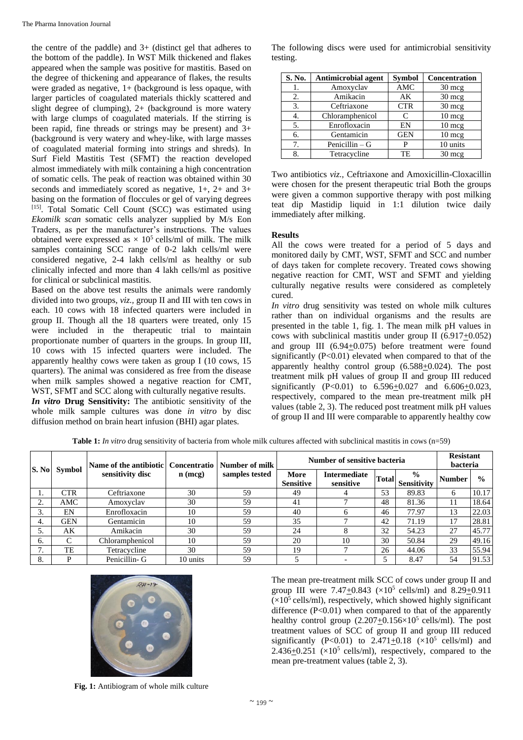the centre of the paddle) and 3+ (distinct gel that adheres to the bottom of the paddle). In WST Milk thickened and flakes appeared when the sample was positive for mastitis. Based on the degree of thickening and appearance of flakes, the results were graded as negative, 1+ (background is less opaque, with larger particles of coagulated materials thickly scattered and slight degree of clumping), 2+ (background is more watery with large clumps of coagulated materials. If the stirring is been rapid, fine threads or strings may be present) and 3+ (background is very watery and whey-like, with large masses of coagulated material forming into strings and shreds). In Surf Field Mastitis Test (SFMT) the reaction developed almost immediately with milk containing a high concentration of somatic cells. The peak of reaction was obtained within 30 seconds and immediately scored as negative, 1+, 2+ and 3+ basing on the formation of floccules or gel of varying degrees [15]. Total Somatic Cell Count (SCC) was estimated using *Ekomilk scan* somatic cells analyzer supplied by M/s Eon Traders, as per the manufacturer's instructions. The values obtained were expressed as $\times 10^5$ cells/ml of milk. The milk samples containing SCC range of 0-2 lakh cells/ml were considered negative, 2-4 lakh cells/ml as healthy or sub clinically infected and more than 4 lakh cells/ml as positive for clinical or subclinical mastitis.

Based on the above test results the animals were randomly divided into two groups, *viz.,* group II and III with ten cows in each. 10 cows with 18 infected quarters were included in group II. Though all the 18 quarters were treated, only 15 were included in the therapeutic trial to maintain proportionate number of quarters in the groups. In group III, 10 cows with 15 infected quarters were included. The apparently healthy cows were taken as group I (10 cows, 15 quarters). The animal was considered as free from the disease when milk samples showed a negative reaction for CMT, WST, SFMT and SCC along with culturally negative results.

***In vitro* Drug Sensitivity:** The antibiotic sensitivity of the whole milk sample cultures was done *in vitro* by disc diffusion method on brain heart infusion (BHI) agar plates.

The following discs were used for antimicrobial sensitivity testing.

| S. No. | Antimicrobial agent | Symbol | Concentration |
|---|---|---|---|
| 1. | Amoxyclav | AMC | 30 mcg |
| 2. | Amikacin | AK | 30 mcg |
| 3. | Ceftriaxone | CTR | 30 mcg |
| 4. | Chloramphenicol | C | 10 mcg |
| 5. | Enrofloxacin | EN | 10 mcg |
| 6. | Gentamicin | GEN | 10 mcg |
| 7. | Penicillin – G | P | 10 units |
| 8. | Tetracycline | TE | 30 mcg |

Two antibiotics *viz.,* Ceftriaxone and Amoxicillin-Cloxacillin were chosen for the present therapeutic trial Both the groups were given a common supportive therapy with post milking teat dip Mastidip liquid in 1:1 dilution twice daily immediately after milking.

## Results

All the cows were treated for a period of 5 days and monitored daily by CMT, WST, SFMT and SCC and number of days taken for complete recovery. Treated cows showing negative reaction for CMT, WST and SFMT and yielding culturally negative results were considered as completely cured.

*In vitro* drug sensitivity was tested on whole milk cultures rather than on individual organisms and the results are presented in the table 1, fig. 1. The mean milk pH values in cows with subclinical mastitis under group II (6.917±0.052) and group III (6.94±0.075) before treatment were found significantly ($P<0.01$) elevated when compared to that of the apparently healthy control group (6.588±0.024). The post treatment milk pH values of group II and group III reduced significantly ($P<0.01$) to 6.596±0.027 and 6.606±0.023, respectively, compared to the mean pre-treatment milk pH values (table 2, 3). The reduced post treatment milk pH values of group II and III were comparable to apparently healthy cow

**Table 1:** *In vitro* drug sensitivity of bacteria from whole milk cultures affected with subclinical mastitis in cows (n=59)

| S. No | Symbol | Name of the antibiotic sensitivity disc | Concentration (mcg) | Number of milk samples tested | Number of sensitive bacteria | | | | Resistant bacteria | |
|---|---|---|---|---|---|---|---|---|---|---|
| | | | | | More Sensitive | Intermediate sensitive | Total | % Sensitivity | Number | % |
| 1. | CTR | Ceftriaxone | 30 | 59 | 49 | 4 | 53 | 89.83 | 6 | 10.17 |
| 2. | AMC | Amoxyclav | 30 | 59 | 41 | 7 | 48 | 81.36 | 11 | 18.64 |
| 3. | EN | Enrofloxacin | 10 | 59 | 40 | 6 | 46 | 77.97 | 13 | 22.03 |
| 4. | GEN | Gentamicin | 10 | 59 | 35 | 7 | 42 | 71.19 | 17 | 28.81 |
| 5. | AK | Amikacin | 30 | 59 | 24 | 8 | 32 | 54.23 | 27 | 45.77 |
| 6. | C | Chloramphenicol | 10 | 59 | 20 | 10 | 30 | 50.84 | 29 | 49.16 |
| 7. | TE | Tetracycline | 30 | 59 | 19 | 7 | 26 | 44.06 | 33 | 55.94 |
| 8. | P | Penicillin- G | 10 units | 59 | 5 | - | 5 | 8.47 | 54 | 91.53 |

**Fig. 1:** Antibiogram of whole milk culture

The mean pre-treatment milk SCC of cows under group II and group III were 7.47±0.843 ($\times 10^5$ cells/ml) and 8.29±0.911 ($\times 10^5$ cells/ml), respectively, which showed highly significant difference ($P<0.01$) when compared to that of the apparently healthy control group (2.207±0.156$\times 10^5$ cells/ml). The post treatment values of SCC of group II and group III reduced significantly ($P<0.01$) to 2.471±0.18 ($\times 10^5$ cells/ml) and 2.436±0.251 ($\times 10^5$ cells/ml), respectively, compared to the mean pre-treatment values (table 2, 3).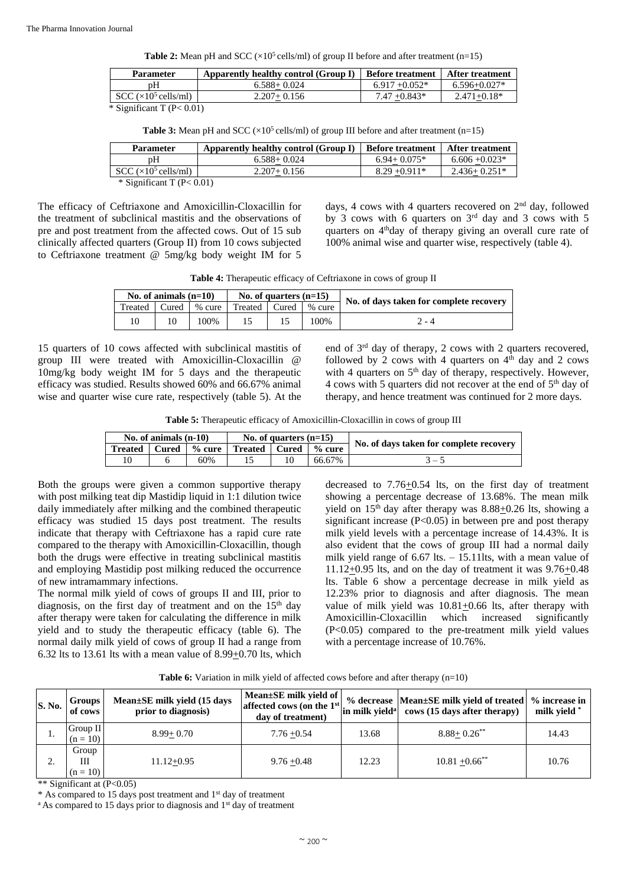**Table 2:** Mean pH and SCC ($\times10^5$ cells/ml) of group II before and after treatment (n=15)

| Parameter | Apparently healthy control (Group I) | Before treatment | After treatment |
|---|---|---|---|
| pH | 6.588± 0.024 | 6.917 ±0.052* | 6.596±0.027* |
| SCC ($\times10^5$ cells/ml) | 2.207± 0.156 | 7.47 ±0.843* | 2.471±0.18* |

* Significant T (P< 0.01)

**Table 3:** Mean pH and SCC ($\times10^5$ cells/ml) of group III before and after treatment (n=15)

| Parameter | Apparently healthy control (Group I) | Before treatment | After treatment |
|---|---|---|---|
| pH | 6.588± 0.024 | 6.94± 0.075* | 6.606 ±0.023* |
| SCC ($\times10^5$ cells/ml) | 2.207± 0.156 | 8.29 ±0.911* | 2.436± 0.251* |

* Significant T (P< 0.01)

The efficacy of Ceftriaxone and Amoxicillin-Cloxacillin for the treatment of subclinical mastitis and the observations of pre and post treatment from the affected cows. Out of 15 sub clinically affected quarters (Group II) from 10 cows subjected to Ceftriaxone treatment @ 5mg/kg body weight IM for 5 days, 4 cows with 4 quarters recovered on 2[nd] day, followed by 3 cows with 6 quarters on 3[rd] day and 3 cows with 5 quarters on 4[th]day of therapy giving an overall cure rate of 100% animal wise and quarter wise, respectively (table 4).

**Table 4:** Therapeutic efficacy of Ceftriaxone in cows of group II

| No. of animals (n=10) | | | No. of quarters (n=15) | | | No. of days taken for complete recovery |
|---|---|---|---|---|---|---|
| Treated | Cured | % cure | Treated | Cured | % cure | |
| 10 | 10 | 100% | 15 | 15 | 100% | 2 - 4 |

15 quarters of 10 cows affected with subclinical mastitis of group III were treated with Amoxicillin-Cloxacillin @ 10mg/kg body weight IM for 5 days and the therapeutic efficacy was studied. Results showed 60% and 66.67% animal wise and quarter wise cure rate, respectively (table 5). At the end of 3[rd] day of therapy, 2 cows with 2 quarters recovered, followed by 2 cows with 4 quarters on 4[th] day and 2 cows with 4 quarters on 5[th] day of therapy, respectively. However, 4 cows with 5 quarters did not recover at the end of 5[th] day of therapy, and hence treatment was continued for 2 more days.

**Table 5:** Therapeutic efficacy of Amoxicillin-Cloxacillin in cows of group III

| No. of animals (n-10) | | | No. of quarters (n=15) | | | No. of days taken for complete recovery |
|---|---|---|---|---|---|---|
| **Treated** | **Cured** | **% cure** | **Treated** | **Cured** | **% cure** | |
| 10 | 6 | 60% | 15 | 10 | 66.67% | 3 – 5 |

Both the groups were given a common supportive therapy with post milking teat dip Mastidip liquid in 1:1 dilution twice daily immediately after milking and the combined therapeutic efficacy was studied 15 days post treatment. The results indicate that therapy with Ceftriaxone has a rapid cure rate compared to the therapy with Amoxicillin-Cloxacillin, though both the drugs were effective in treating subclinical mastitis and employing Mastidip post milking reduced the occurrence of new intramammary infections.

The normal milk yield of cows of groups II and III, prior to diagnosis, on the first day of treatment and on the 15[th] day after therapy were taken for calculating the difference in milk yield and to study the therapeutic efficacy (table 6). The normal daily milk yield of cows of group II had a range from 6.32 lts to 13.61 lts with a mean value of 8.99±0.70 lts, which decreased to 7.76±0.54 lts, on the first day of treatment showing a percentage decrease of 13.68%. The mean milk yield on 15[th] day after therapy was 8.88±0.26 lts, showing a significant increase (P<0.05) in between pre and post therapy milk yield levels with a percentage increase of 14.43%. It is also evident that the cows of group III had a normal daily milk yield range of 6.67 lts. – 15.11lts, with a mean value of 11.12±0.95 lts, and on the day of treatment it was 9.76±0.48 lts. Table 6 show a percentage decrease in milk yield as 12.23% prior to diagnosis and after diagnosis. The mean value of milk yield was 10.81±0.66 lts, after therapy with Amoxicillin-Cloxacillin which increased significantly (P<0.05) compared to the pre-treatment milk yield values with a percentage increase of 10.76%.

**Table 6:** Variation in milk yield of affected cows before and after therapy (n=10)

| S. No. | Groups of cows | Mean±SE milk yield (15 days prior to diagnosis) | Mean±SE milk yield of affected cows (on the 1[st] day of treatment) | % decrease in milk yield[a] | Mean±SE milk yield of treated cows (15 days after therapy) | % increase in milk yield * |
|---|---|---|---|---|---|---|
| 1. | Group II (n = 10) | 8.99± 0.70 | 7.76 ±0.54 | 13.68 | 8.88± 0.26** | 14.43 |
| 2. | Group III (n = 10) | 11.12±0.95 | 9.76 ±0.48 | 12.23 | 10.81 ±0.66** | 10.76 |

** Significant at (P<0.05)

* As compared to 15 days post treatment and 1[st] day of treatment

[a] As compared to 15 days prior to diagnosis and 1[st] day of treatment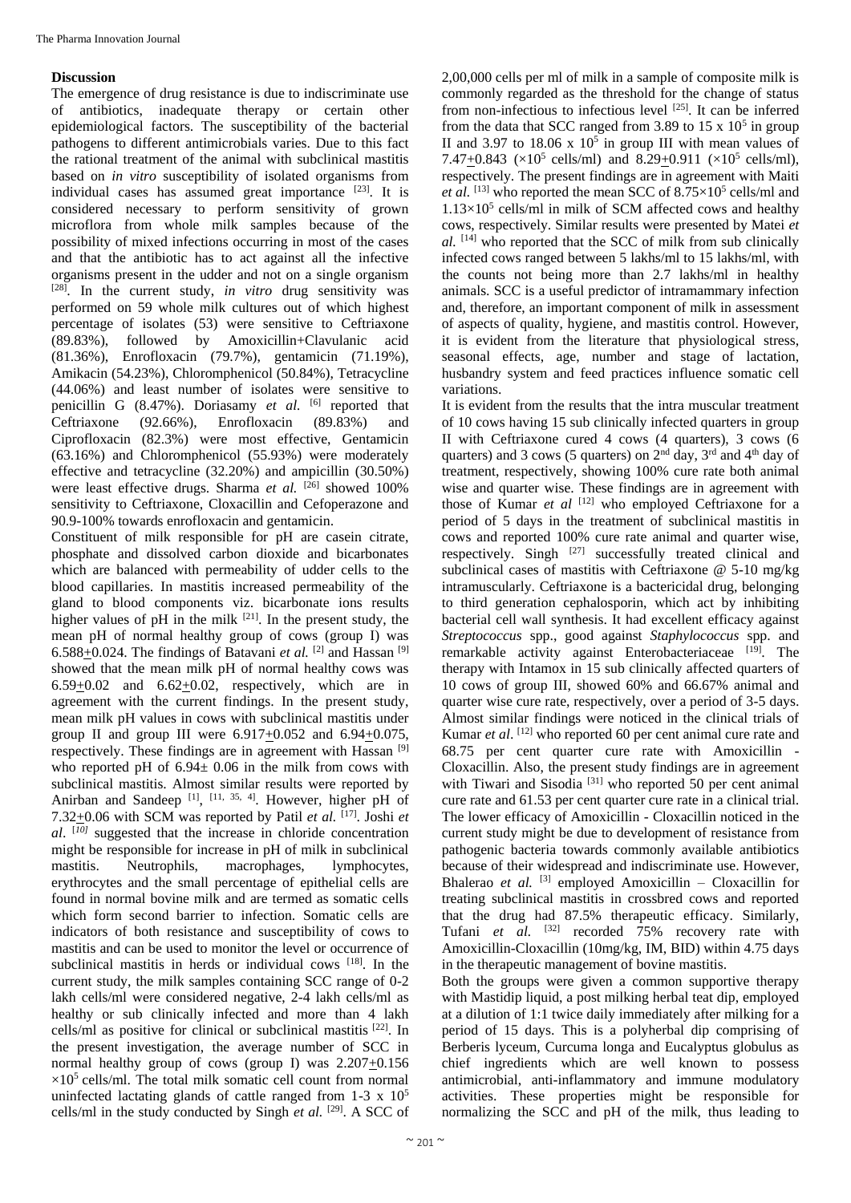## Discussion

The emergence of drug resistance is due to indiscriminate use of antibiotics, inadequate therapy or certain other epidemiological factors. The susceptibility of the bacterial pathogens to different antimicrobials varies. Due to this fact the rational treatment of the animal with subclinical mastitis based on *in vitro* susceptibility of isolated organisms from individual cases has assumed great importance [23]. It is considered necessary to perform sensitivity of grown microflora from whole milk samples because of the possibility of mixed infections occurring in most of the cases and that the antibiotic has to act against all the infective organisms present in the udder and not on a single organism [28]. In the current study, *in vitro* drug sensitivity was performed on 59 whole milk cultures out of which highest percentage of isolates (53) were sensitive to Ceftriaxone (89.83%), followed by Amoxicillin+Clavulanic acid (81.36%), Enrofloxacin (79.7%), gentamicin (71.19%), Amikacin (54.23%), Chloromphenicol (50.84%), Tetracycline (44.06%) and least number of isolates were sensitive to penicillin G (8.47%). Doriasamy *et al.* [6] reported that Ceftriaxone (92.66%), Enrofloxacin (89.83%) and Ciprofloxacin (82.3%) were most effective, Gentamicin (63.16%) and Chloromphenicol (55.93%) were moderately effective and tetracycline (32.20%) and ampicillin (30.50%) were least effective drugs. Sharma *et al.* [26] showed 100% sensitivity to Ceftriaxone, Cloxacillin and Cefoperazone and 90.9-100% towards enrofloxacin and gentamicin.

Constituent of milk responsible for pH are casein citrate, phosphate and dissolved carbon dioxide and bicarbonates which are balanced with permeability of udder cells to the blood capillaries. In mastitis increased permeability of the gland to blood components viz. bicarbonate ions results higher values of pH in the milk [21]. In the present study, the mean pH of normal healthy group of cows (group I) was 6.588±0.024. The findings of Batavani *et al.* [2] and Hassan [9] showed that the mean milk pH of normal healthy cows was 6.59±0.02 and 6.62±0.02, respectively, which are in agreement with the current findings. In the present study, mean milk pH values in cows with subclinical mastitis under group II and group III were 6.917±0.052 and 6.94±0.075, respectively. These findings are in agreement with Hassan [9] who reported pH of 6.94± 0.06 in the milk from cows with subclinical mastitis. Almost similar results were reported by Anirban and Sandeep [1], [11, 35, 4]. However, higher pH of 7.32±0.06 with SCM was reported by Patil *et al.* [17]. Joshi *et al*. [10] suggested that the increase in chloride concentration might be responsible for increase in pH of milk in subclinical mastitis. Neutrophils, macrophages, lymphocytes, erythrocytes and the small percentage of epithelial cells are found in normal bovine milk and are termed as somatic cells which form second barrier to infection. Somatic cells are indicators of both resistance and susceptibility of cows to mastitis and can be used to monitor the level or occurrence of subclinical mastitis in herds or individual cows [18]. In the current study, the milk samples containing SCC range of 0-2 lakh cells/ml were considered negative, 2-4 lakh cells/ml as healthy or sub clinically infected and more than 4 lakh cells/ml as positive for clinical or subclinical mastitis [22]. In the present investigation, the average number of SCC in normal healthy group of cows (group I) was 2.207±0.156 $\times10^5$ cells/ml. The total milk somatic cell count from normal uninfected lactating glands of cattle ranged from 1-3 x $10^5$ cells/ml in the study conducted by Singh *et al.* [29]. A SCC of 2,00,000 cells per ml of milk in a sample of composite milk is commonly regarded as the threshold for the change of status from non-infectious to infectious level [25]. It can be inferred from the data that SCC ranged from 3.89 to 15 x $10^5$ in group II and 3.97 to 18.06 x $10^5$ in group III with mean values of 7.47±0.843 ($\times10^5$ cells/ml) and 8.29±0.911 ($\times10^5$ cells/ml), respectively. The present findings are in agreement with Maiti *et al.* [13] who reported the mean SCC of $8.75\times10^5$ cells/ml and $1.13\times10^5$ cells/ml in milk of SCM affected cows and healthy cows, respectively. Similar results were presented by Matei *et al.* [14] who reported that the SCC of milk from sub clinically infected cows ranged between 5 lakhs/ml to 15 lakhs/ml, with the counts not being more than 2.7 lakhs/ml in healthy animals. SCC is a useful predictor of intramammary infection and, therefore, an important component of milk in assessment of aspects of quality, hygiene, and mastitis control. However, it is evident from the literature that physiological stress, seasonal effects, age, number and stage of lactation, husbandry system and feed practices influence somatic cell variations.

It is evident from the results that the intra muscular treatment of 10 cows having 15 sub clinically infected quarters in group II with Ceftriaxone cured 4 cows (4 quarters), 3 cows (6 quarters) and 3 cows (5 quarters) on 2nd day, 3rd and 4th day of treatment, respectively, showing 100% cure rate both animal wise and quarter wise. These findings are in agreement with those of Kumar *et al* [12] who employed Ceftriaxone for a period of 5 days in the treatment of subclinical mastitis in cows and reported 100% cure rate animal and quarter wise, respectively. Singh [27] successfully treated clinical and subclinical cases of mastitis with Ceftriaxone @ 5-10 mg/kg intramuscularly. Ceftriaxone is a bactericidal drug, belonging to third generation cephalosporin, which act by inhibiting bacterial cell wall synthesis. It had excellent efficacy against *Streptococcus* spp., good against *Staphylococcus* spp. and remarkable activity against Enterobacteriaceae [19]. The therapy with Intamox in 15 sub clinically affected quarters of 10 cows of group III, showed 60% and 66.67% animal and quarter wise cure rate, respectively, over a period of 3-5 days. Almost similar findings were noticed in the clinical trials of Kumar *et al*. [12] who reported 60 per cent animal cure rate and 68.75 per cent quarter cure rate with Amoxicillin - Cloxacillin. Also, the present study findings are in agreement with Tiwari and Sisodia [31] who reported 50 per cent animal cure rate and 61.53 per cent quarter cure rate in a clinical trial. The lower efficacy of Amoxicillin - Cloxacillin noticed in the current study might be due to development of resistance from pathogenic bacteria towards commonly available antibiotics because of their widespread and indiscriminate use. However, Bhalerao *et al.* [3] employed Amoxicillin – Cloxacillin for treating subclinical mastitis in crossbred cows and reported that the drug had 87.5% therapeutic efficacy. Similarly, Tufani *et al.* [32] recorded 75% recovery rate with Amoxicillin-Cloxacillin (10mg/kg, IM, BID) within 4.75 days in the therapeutic management of bovine mastitis.

Both the groups were given a common supportive therapy with Mastidip liquid, a post milking herbal teat dip, employed at a dilution of 1:1 twice daily immediately after milking for a period of 15 days. This is a polyherbal dip comprising of Berberis lyceum, Curcuma longa and Eucalyptus globulus as chief ingredients which are well known to possess antimicrobial, anti-inflammatory and immune modulatory activities. These properties might be responsible for normalizing the SCC and pH of the milk, thus leading to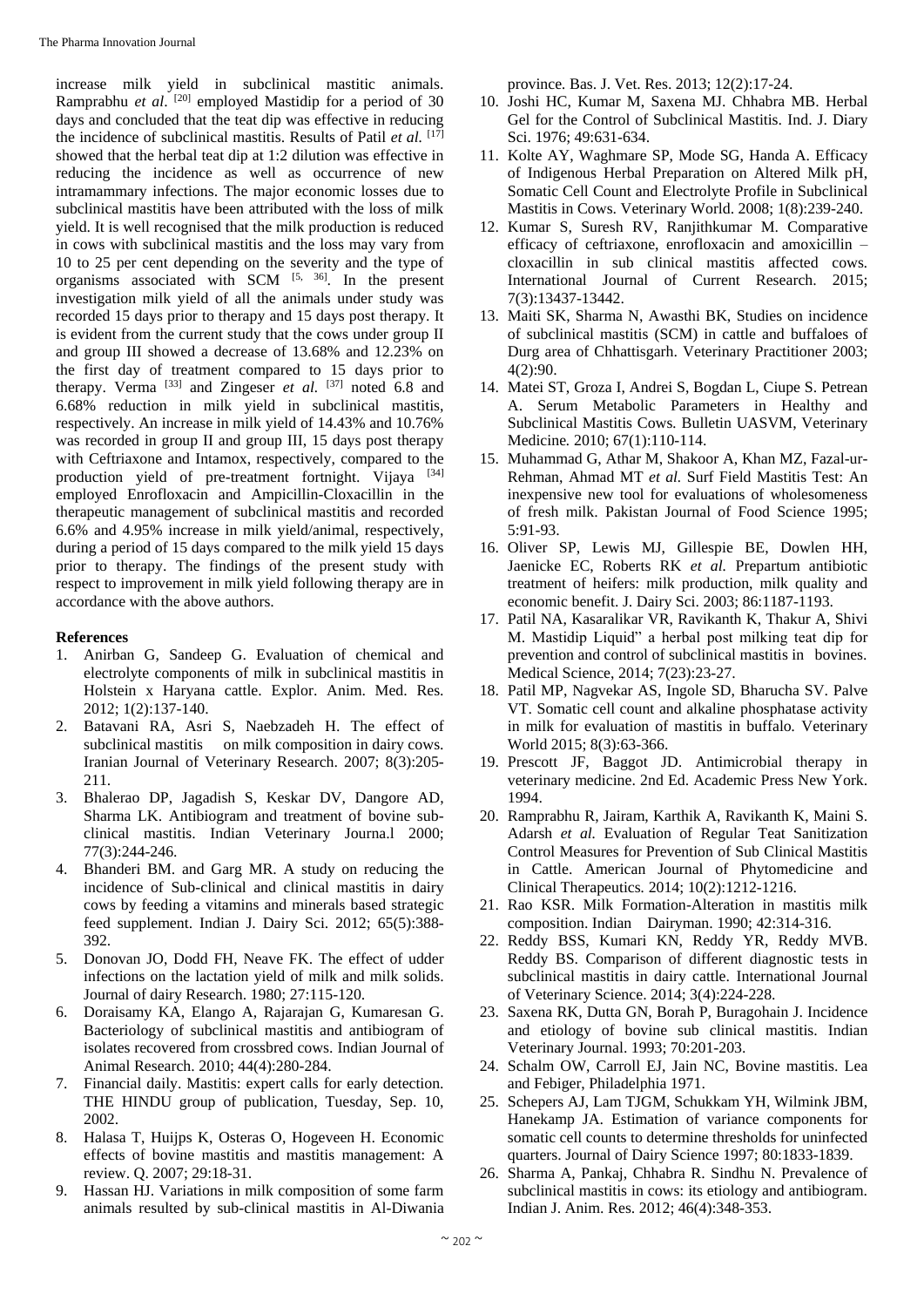increase milk yield in subclinical mastitic animals. Ramprabhu *et al*. [20] employed Mastidip for a period of 30 days and concluded that the teat dip was effective in reducing the incidence of subclinical mastitis. Results of Patil *et al.* [17] showed that the herbal teat dip at 1:2 dilution was effective in reducing the incidence as well as occurrence of new intramammary infections. The major economic losses due to subclinical mastitis have been attributed with the loss of milk yield. It is well recognised that the milk production is reduced in cows with subclinical mastitis and the loss may vary from 10 to 25 per cent depending on the severity and the type of organisms associated with SCM [5, 36]. In the present investigation milk yield of all the animals under study was recorded 15 days prior to therapy and 15 days post therapy. It is evident from the current study that the cows under group II and group III showed a decrease of 13.68% and 12.23% on the first day of treatment compared to 15 days prior to therapy. Verma [33] and Zingeser *et al.* [37] noted 6.8 and 6.68% reduction in milk yield in subclinical mastitis, respectively. An increase in milk yield of 14.43% and 10.76% was recorded in group II and group III, 15 days post therapy with Ceftriaxone and Intamox, respectively, compared to the production yield of pre-treatment fortnight. Vijaya [34] employed Enrofloxacin and Ampicillin-Cloxacillin in the therapeutic management of subclinical mastitis and recorded 6.6% and 4.95% increase in milk yield/animal, respectively, during a period of 15 days compared to the milk yield 15 days prior to therapy. The findings of the present study with respect to improvement in milk yield following therapy are in accordance with the above authors.

## References

1. Anirban G, Sandeep G. Evaluation of chemical and electrolyte components of milk in subclinical mastitis in Holstein x Haryana cattle. Explor. Anim. Med. Res. 2012; 1(2):137-140.
2. Batavani RA, Asri S, Naebzadeh H. The effect of subclinical mastitis on milk composition in dairy cows. Iranian Journal of Veterinary Research. 2007; 8(3):205-211.
3. Bhalerao DP, Jagadish S, Keskar DV, Dangore AD, Sharma LK. Antibiogram and treatment of bovine sub-clinical mastitis. Indian Veterinary Journa.l 2000; 77(3):244-246.
4. Bhanderi BM. and Garg MR. A study on reducing the incidence of Sub-clinical and clinical mastitis in dairy cows by feeding a vitamins and minerals based strategic feed supplement. Indian J. Dairy Sci. 2012; 65(5):388-392.
5. Donovan JO, Dodd FH, Neave FK. The effect of udder infections on the lactation yield of milk and milk solids. Journal of dairy Research. 1980; 27:115-120.
6. Doraisamy KA, Elango A, Rajarajan G, Kumaresan G. Bacteriology of subclinical mastitis and antibiogram of isolates recovered from crossbred cows. Indian Journal of Animal Research. 2010; 44(4):280-284.
7. Financial daily. Mastitis: expert calls for early detection. THE HINDU group of publication, Tuesday, Sep. 10, 2002.
8. Halasa T, Huijps K, Osteras O, Hogeveen H. Economic effects of bovine mastitis and mastitis management: A review. Q. 2007; 29:18-31.
9. Hassan HJ. Variations in milk composition of some farm animals resulted by sub-clinical mastitis in Al-Diwania province. Bas. J. Vet. Res. 2013; 12(2):17-24.
10. Joshi HC, Kumar M, Saxena MJ. Chhabra MB. Herbal Gel for the Control of Subclinical Mastitis. Ind. J. Diary Sci. 1976; 49:631-634.
11. Kolte AY, Waghmare SP, Mode SG, Handa A. Efficacy of Indigenous Herbal Preparation on Altered Milk pH, Somatic Cell Count and Electrolyte Profile in Subclinical Mastitis in Cows. Veterinary World. 2008; 1(8):239-240.
12. Kumar S, Suresh RV, Ranjithkumar M. Comparative efficacy of ceftriaxone, enrofloxacin and amoxicillin – cloxacillin in sub clinical mastitis affected cows. International Journal of Current Research. 2015; 7(3):13437-13442.
13. Maiti SK, Sharma N, Awasthi BK, Studies on incidence of subclinical mastitis (SCM) in cattle and buffaloes of Durg area of Chhattisgarh. Veterinary Practitioner 2003; 4(2):90.
14. Matei ST, Groza I, Andrei S, Bogdan L, Ciupe S. Petrean A. Serum Metabolic Parameters in Healthy and Subclinical Mastitis Cows. Bulletin UASVM, Veterinary Medicine. 2010; 67(1):110-114.
15. Muhammad G, Athar M, Shakoor A, Khan MZ, Fazal-ur-Rehman, Ahmad MT *et al.* Surf Field Mastitis Test: An inexpensive new tool for evaluations of wholesomeness of fresh milk. Pakistan Journal of Food Science 1995; 5:91-93.
16. Oliver SP, Lewis MJ, Gillespie BE, Dowlen HH, Jaenicke EC, Roberts RK *et al.* Prepartum antibiotic treatment of heifers: milk production, milk quality and economic benefit. J. Dairy Sci. 2003; 86:1187-1193.
17. Patil NA, Kasaralikar VR, Ravikanth K, Thakur A, Shivi M. Mastidip Liquid" a herbal post milking teat dip for prevention and control of subclinical mastitis in bovines. Medical Science, 2014; 7(23):23-27.
18. Patil MP, Nagvekar AS, Ingole SD, Bharucha SV. Palve VT. Somatic cell count and alkaline phosphatase activity in milk for evaluation of mastitis in buffalo. Veterinary World 2015; 8(3):63-366.
19. Prescott JF, Baggot JD. Antimicrobial therapy in veterinary medicine. 2nd Ed. Academic Press New York. 1994.
20. Ramprabhu R, Jairam, Karthik A, Ravikanth K, Maini S. Adarsh *et al.* Evaluation of Regular Teat Sanitization Control Measures for Prevention of Sub Clinical Mastitis in Cattle. American Journal of Phytomedicine and Clinical Therapeutics. 2014; 10(2):1212-1216.
21. Rao KSR. Milk Formation-Alteration in mastitis milk composition. Indian Dairyman. 1990; 42:314-316.
22. Reddy BSS, Kumari KN, Reddy YR, Reddy MVB. Reddy BS. Comparison of different diagnostic tests in subclinical mastitis in dairy cattle. International Journal of Veterinary Science. 2014; 3(4):224-228.
23. Saxena RK, Dutta GN, Borah P, Buragohain J. Incidence and etiology of bovine sub clinical mastitis. Indian Veterinary Journal. 1993; 70:201-203.
24. Schalm OW, Carroll EJ, Jain NC, Bovine mastitis. Lea and Febiger, Philadelphia 1971.
25. Schepers AJ, Lam TJGM, Schukkam YH, Wilmink JBM, Hanekamp JA. Estimation of variance components for somatic cell counts to determine thresholds for uninfected quarters. Journal of Dairy Science 1997; 80:1833-1839.
26. Sharma A, Pankaj, Chhabra R. Sindhu N. Prevalence of subclinical mastitis in cows: its etiology and antibiogram. Indian J. Anim. Res. 2012; 46(4):348-353.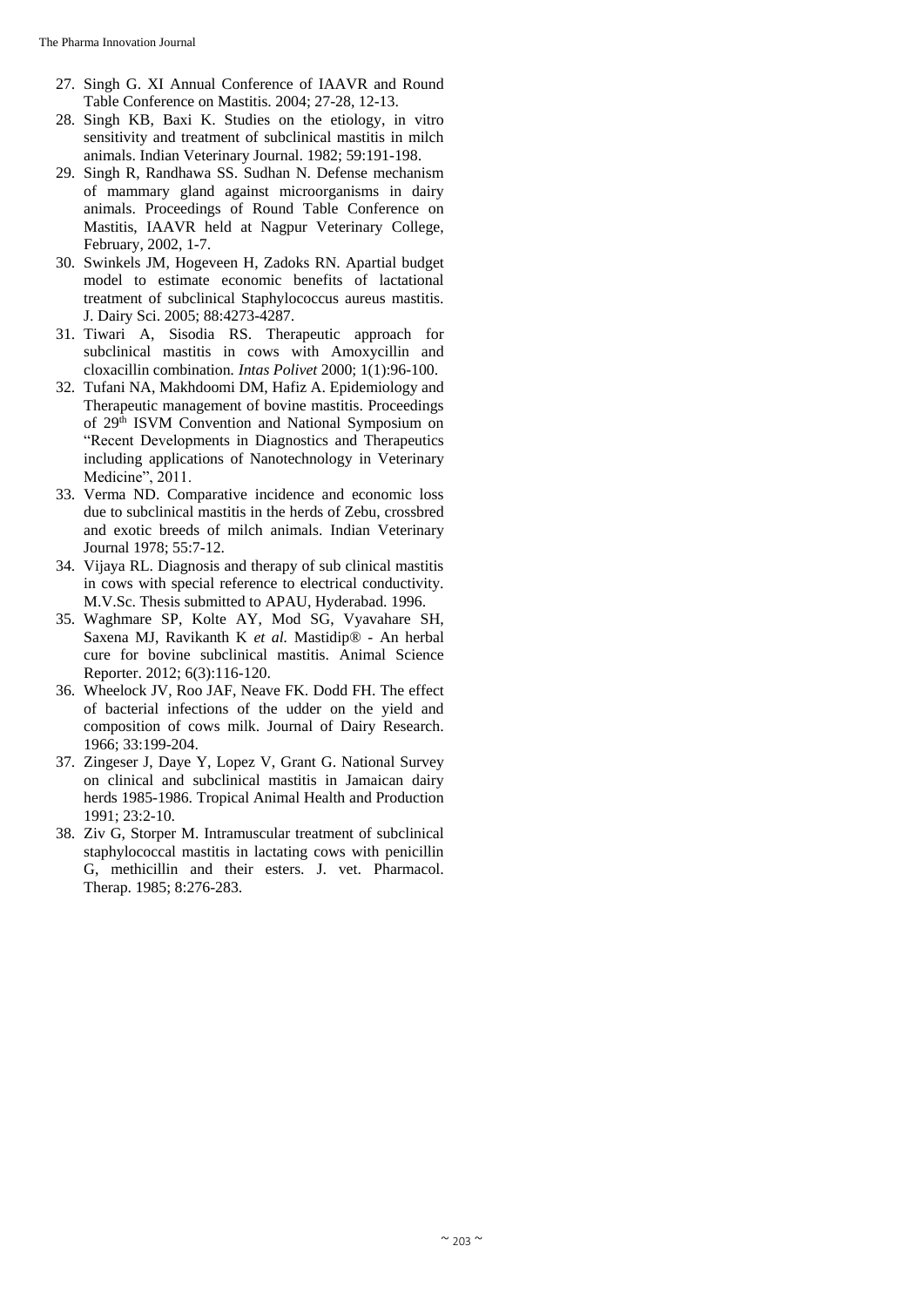27. Singh G. XI Annual Conference of IAAVR and Round Table Conference on Mastitis. 2004; 27-28, 12-13.
28. Singh KB, Baxi K. Studies on the etiology, in vitro sensitivity and treatment of subclinical mastitis in milch animals. Indian Veterinary Journal. 1982; 59:191-198.
29. Singh R, Randhawa SS. Sudhan N. Defense mechanism of mammary gland against microorganisms in dairy animals. Proceedings of Round Table Conference on Mastitis, IAAVR held at Nagpur Veterinary College, February, 2002, 1-7.
30. Swinkels JM, Hogeveen H, Zadoks RN. Apartial budget model to estimate economic benefits of lactational treatment of subclinical Staphylococcus aureus mastitis. J. Dairy Sci. 2005; 88:4273-4287.
31. Tiwari A, Sisodia RS. Therapeutic approach for subclinical mastitis in cows with Amoxycillin and cloxacillin combination. *Intas Polivet* 2000; 1(1):96-100.
32. Tufani NA, Makhdoomi DM, Hafiz A. Epidemiology and Therapeutic management of bovine mastitis. Proceedings of 29th ISVM Convention and National Symposium on "Recent Developments in Diagnostics and Therapeutics including applications of Nanotechnology in Veterinary Medicine", 2011.
33. Verma ND. Comparative incidence and economic loss due to subclinical mastitis in the herds of Zebu, crossbred and exotic breeds of milch animals. Indian Veterinary Journal 1978; 55:7-12.
34. Vijaya RL. Diagnosis and therapy of sub clinical mastitis in cows with special reference to electrical conductivity. M.V.Sc. Thesis submitted to APAU, Hyderabad. 1996.
35. Waghmare SP, Kolte AY, Mod SG, Vyavahare SH, Saxena MJ, Ravikanth K *et al.* Mastidip® - An herbal cure for bovine subclinical mastitis. Animal Science Reporter. 2012; 6(3):116-120.
36. Wheelock JV, Roo JAF, Neave FK. Dodd FH. The effect of bacterial infections of the udder on the yield and composition of cows milk. Journal of Dairy Research. 1966; 33:199-204.
37. Zingeser J, Daye Y, Lopez V, Grant G. National Survey on clinical and subclinical mastitis in Jamaican dairy herds 1985-1986. Tropical Animal Health and Production 1991; 23:2-10.
38. Ziv G, Storper M. Intramuscular treatment of subclinical staphylococcal mastitis in lactating cows with penicillin G, methicillin and their esters. J. vet. Pharmacol. Therap. 1985; 8:276-283.